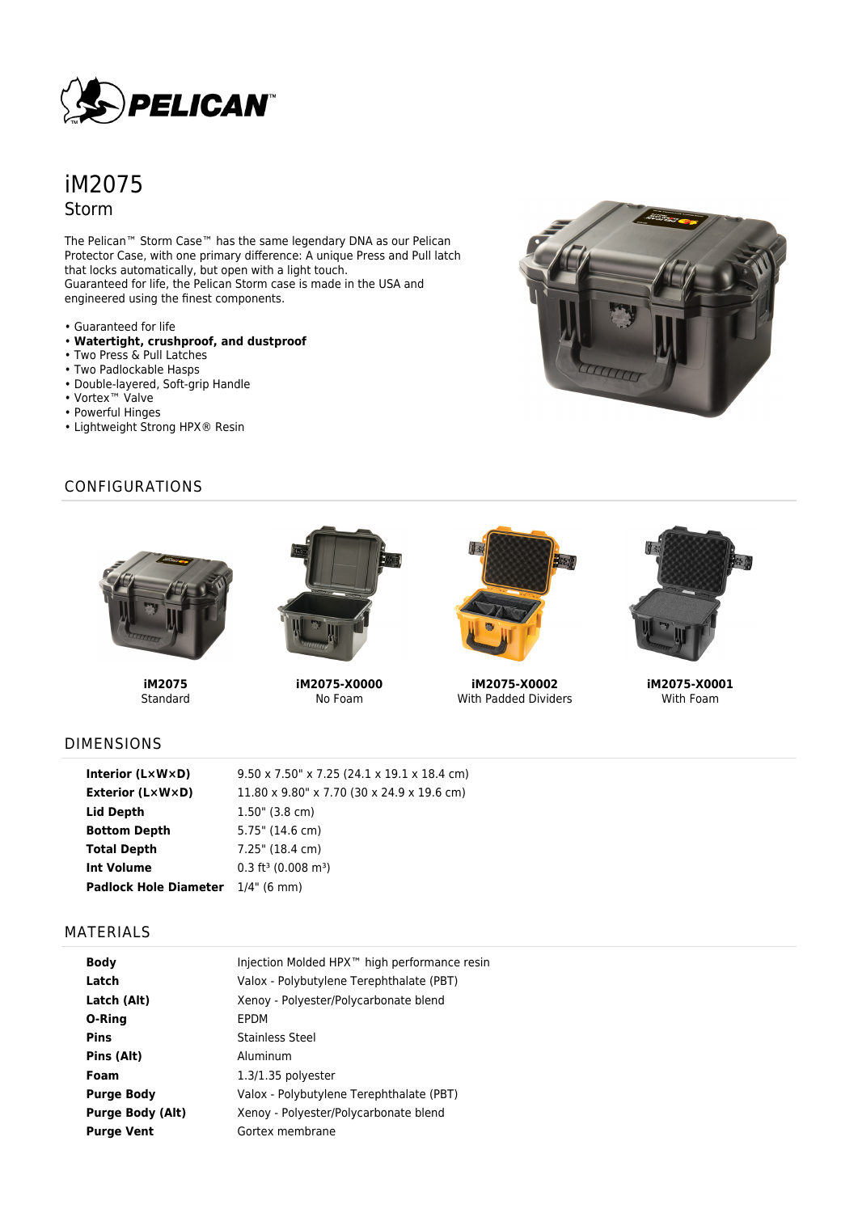# iM2075

## Storm

The Pelican™ Storm Case™ has the same legendary DNA as our Pelican Protector Case, with one primary difference: A unique Press and Pull latch that locks automatically, but open with a light touch.
Guaranteed for life, the Pelican Storm case is made in the USA and engineered using the finest components.

- Guaranteed for life
- **Watertight, crushproof, and dustproof**
- Two Press & Pull Latches
- Two Padlockable Hasps
- Double-layered, Soft-grip Handle
- Vortex™ Valve
- Powerful Hinges
- Lightweight Strong HPX® Resin

## CONFIGURATIONS

**iM2075**
Standard

**iM2075-X0000**
No Foam

**iM2075-X0002**
With Padded Dividers

**iM2075-X0001**
With Foam

## DIMENSIONS

| | |
|---|---|
| **Interior (L×W×D)** | 9.50 x 7.50" x 7.25 (24.1 x 19.1 x 18.4 cm) |
| **Exterior (L×W×D)** | 11.80 x 9.80" x 7.70 (30 x 24.9 x 19.6 cm) |
| **Lid Depth** | 1.50" (3.8 cm) |
| **Bottom Depth** | 5.75" (14.6 cm) |
| **Total Depth** | 7.25" (18.4 cm) |
| **Int Volume** | 0.3 ft³ (0.008 m³) |
| **Padlock Hole Diameter** | 1/4" (6 mm) |

## MATERIALS

| | |
|---|---|
| **Body** | Injection Molded HPX™ high performance resin |
| **Latch** | Valox - Polybutylene Terephthalate (PBT) |
| **Latch (Alt)** | Xenoy - Polyester/Polycarbonate blend |
| **O-Ring** | EPDM |
| **Pins** | Stainless Steel |
| **Pins (Alt)** | Aluminum |
| **Foam** | 1.3/1.35 polyester |
| **Purge Body** | Valox - Polybutylene Terephthalate (PBT) |
| **Purge Body (Alt)** | Xenoy - Polyester/Polycarbonate blend |
| **Purge Vent** | Gortex membrane |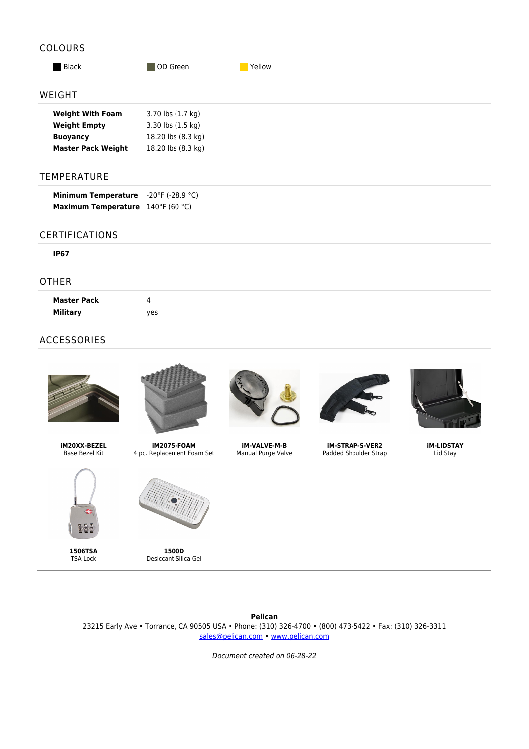## COLOURS

Black | OD Green | Yellow

## WEIGHT

| | |
|---|---|
| **Weight With Foam** | 3.70 lbs (1.7 kg) |
| **Weight Empty** | 3.30 lbs (1.5 kg) |
| **Buoyancy** | 18.20 lbs (8.3 kg) |
| **Master Pack Weight** | 18.20 lbs (8.3 kg) |

## TEMPERATURE

| | |
|---|---|
| **Minimum Temperature** | -20°F (-28.9 °C) |
| **Maximum Temperature** | 140°F (60 °C) |

## CERTIFICATIONS

**IP67**

## OTHER

| | |
|---|---|
| **Master Pack** | 4 |
| **Military** | yes |

## ACCESSORIES

**iM20XX-BEZEL**
Base Bezel Kit

**iM2075-FOAM**
4 pc. Replacement Foam Set

**iM-VALVE-M-B**
Manual Purge Valve

**iM-STRAP-S-VER2**
Padded Shoulder Strap

**iM-LIDSTAY**
Lid Stay

**1506TSA**
TSA Lock

**1500D**
Desiccant Silica Gel

**Pelican**
23215 Early Ave • Torrance, CA 90505 USA • Phone: (310) 326-4700 • (800) 473-5422 • Fax: (310) 326-3311
sales@pelican.com • www.pelican.com

*Document created on 06-28-22*